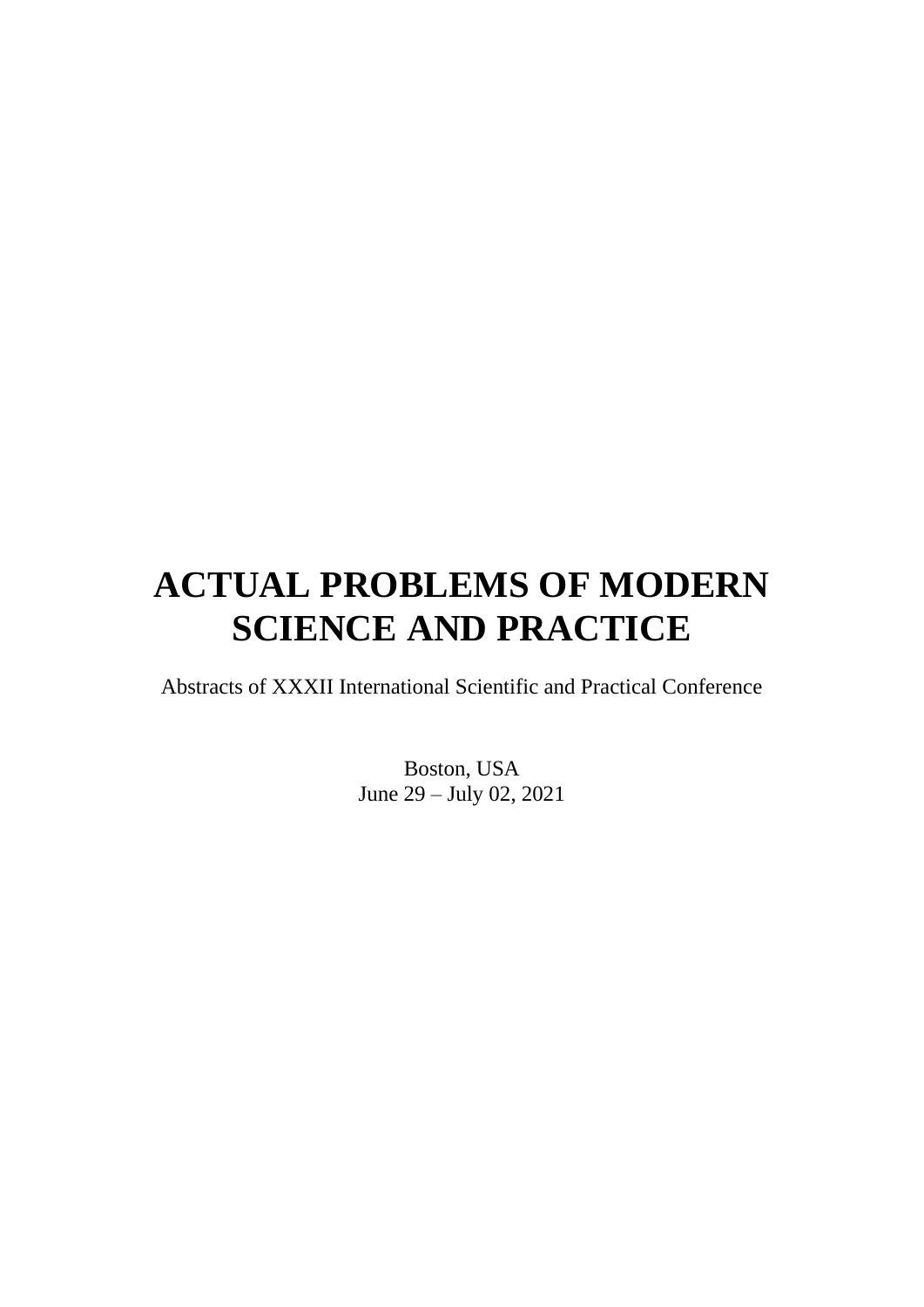# ACTUAL PROBLEMS OF MODERN SCIENCE AND PRACTICE

Abstracts of XXXII International Scientific and Practical Conference

Boston, USA
June 29 – July 02, 2021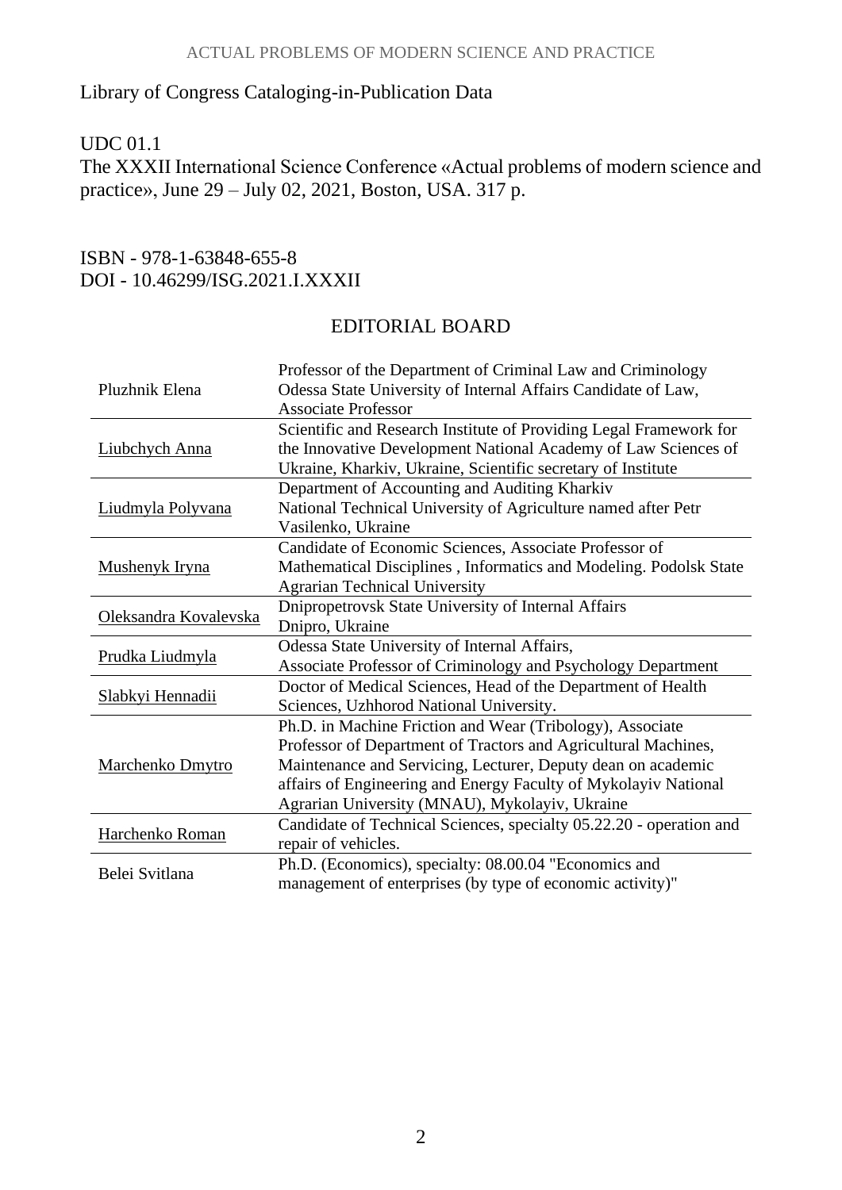Library of Congress Cataloging-in-Publication Data

UDC 01.1

The XXXII International Science Conference «Actual problems of modern science and practice», June 29 – July 02, 2021, Boston, USA. 317 p.

ISBN - 978-1-63848-655-8

DOI - 10.46299/ISG.2021.I.XXXII

## EDITORIAL BOARD

| | |
|---|---|
| Pluzhnik Elena | Professor of the Department of Criminal Law and Criminology Odessa State University of Internal Affairs Candidate of Law, Associate Professor |
| Liubchych Anna | Scientific and Research Institute of Providing Legal Framework for the Innovative Development National Academy of Law Sciences of Ukraine, Kharkiv, Ukraine, Scientific secretary of Institute |
| Liudmyla Polyvana | Department of Accounting and Auditing Kharkiv National Technical University of Agriculture named after Petr Vasilenko, Ukraine |
| Mushenyk Iryna | Candidate of Economic Sciences, Associate Professor of Mathematical Disciplines , Informatics and Modeling. Podolsk State Agrarian Technical University |
| Oleksandra Kovalevska | Dnipropetrovsk State University of Internal Affairs Dnipro, Ukraine |
| Prudka Liudmyla | Odessa State University of Internal Affairs, Associate Professor of Criminology and Psychology Department |
| Slabkyi Hennadii | Doctor of Medical Sciences, Head of the Department of Health Sciences, Uzhhorod National University. |
| Marchenko Dmytro | Ph.D. in Machine Friction and Wear (Tribology), Associate Professor of Department of Tractors and Agricultural Machines, Maintenance and Servicing, Lecturer, Deputy dean on academic affairs of Engineering and Energy Faculty of Mykolayiv National Agrarian University (MNAU), Mykolayiv, Ukraine |
| Harchenko Roman | Candidate of Technical Sciences, specialty 05.22.20 - operation and repair of vehicles. |
| Belei Svitlana | Ph.D. (Economics), specialty: 08.00.04 "Economics and management of enterprises (by type of economic activity)" |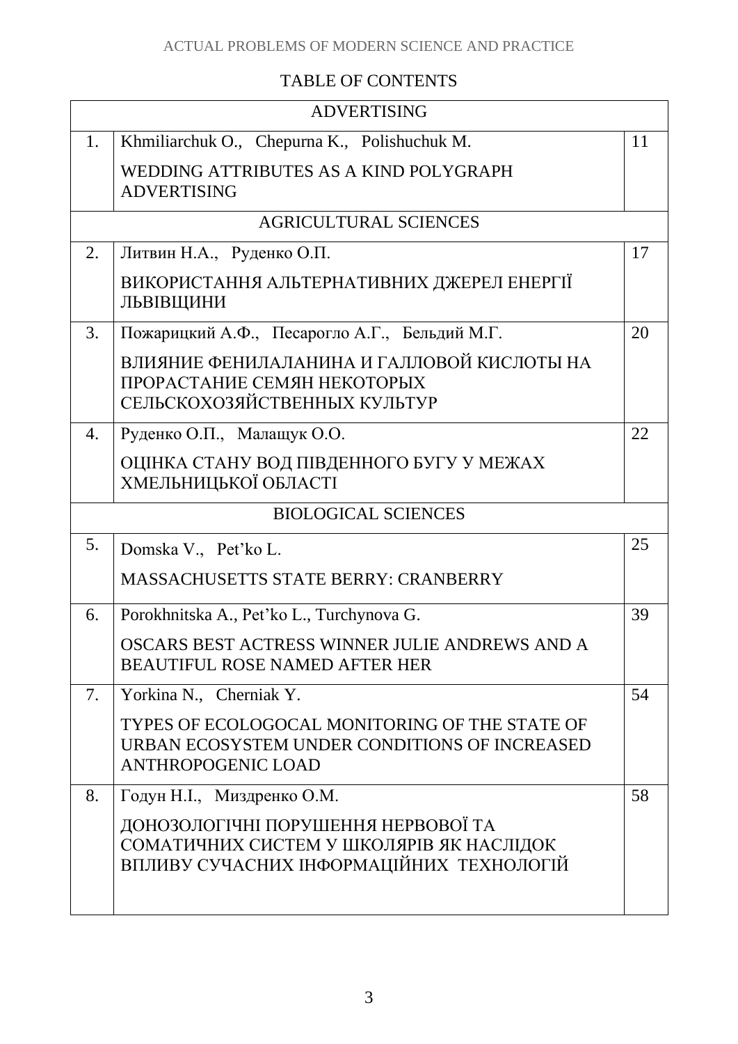# TABLE OF CONTENTS

| | ADVERTISING | |
|---|---|---|
| 1. | Khmiliarchuk O., Chepurna K., Polishuchuk M.<br><br>WEDDING ATTRIBUTES AS A KIND POLYGRAPH ADVERTISING | 11 |
| | AGRICULTURAL SCIENCES | |
| 2. | Литвин Н.А., Руденко О.П.<br><br>ВИКОРИСТАННЯ АЛЬТЕРНАТИВНИХ ДЖЕРЕЛ ЕНЕРГІЇ ЛЬВІВЩИНИ | 17 |
| 3. | Пожарицкий А.Ф., Песарогло А.Г., Бельдий М.Г.<br><br>ВЛИЯНИЕ ФЕНИЛАЛАНИНА И ГАЛЛОВОЙ КИСЛОТЫ НА ПРОРАСТАНИЕ СЕМЯН НЕКОТОРЫХ СЕЛЬСКОХОЗЯЙСТВЕННЫХ КУЛЬТУР | 20 |
| 4. | Руденко О.П., Малащук О.О.<br><br>ОЦІНКА СТАНУ ВОД ПІВДЕННОГО БУГУ У МЕЖАХ ХМЕЛЬНИЦЬКОЇ ОБЛАСТІ | 22 |
| | BIOLOGICAL SCIENCES | |
| 5. | Domska V., Pet'ko L.<br><br>MASSACHUSETTS STATE BERRY: CRANBERRY | 25 |
| 6. | Porokhnitska A., Pet'ko L., Turchynova G.<br><br>OSCARS BEST ACTRESS WINNER JULIE ANDREWS AND A BEAUTIFUL ROSE NAMED AFTER HER | 39 |
| 7. | Yorkina N., Cherniak Y.<br><br>TYPES OF ECOLOGOCAL MONITORING OF THE STATE OF URBAN ECOSYSTEM UNDER CONDITIONS OF INCREASED ANTHROPOGENIC LOAD | 54 |
| 8. | Годун Н.І., Миздренко О.М.<br><br>ДОНОЗОЛОГІЧНІ ПОРУШЕННЯ НЕРВОВОЇ ТА СОМАТИЧНИХ СИСТЕМ У ШКОЛЯРІВ ЯК НАСЛІДОК ВПЛИВУ СУЧАСНИХ ІНФОРМАЦІЙНИХ ТЕХНОЛОГІЙ | 58 |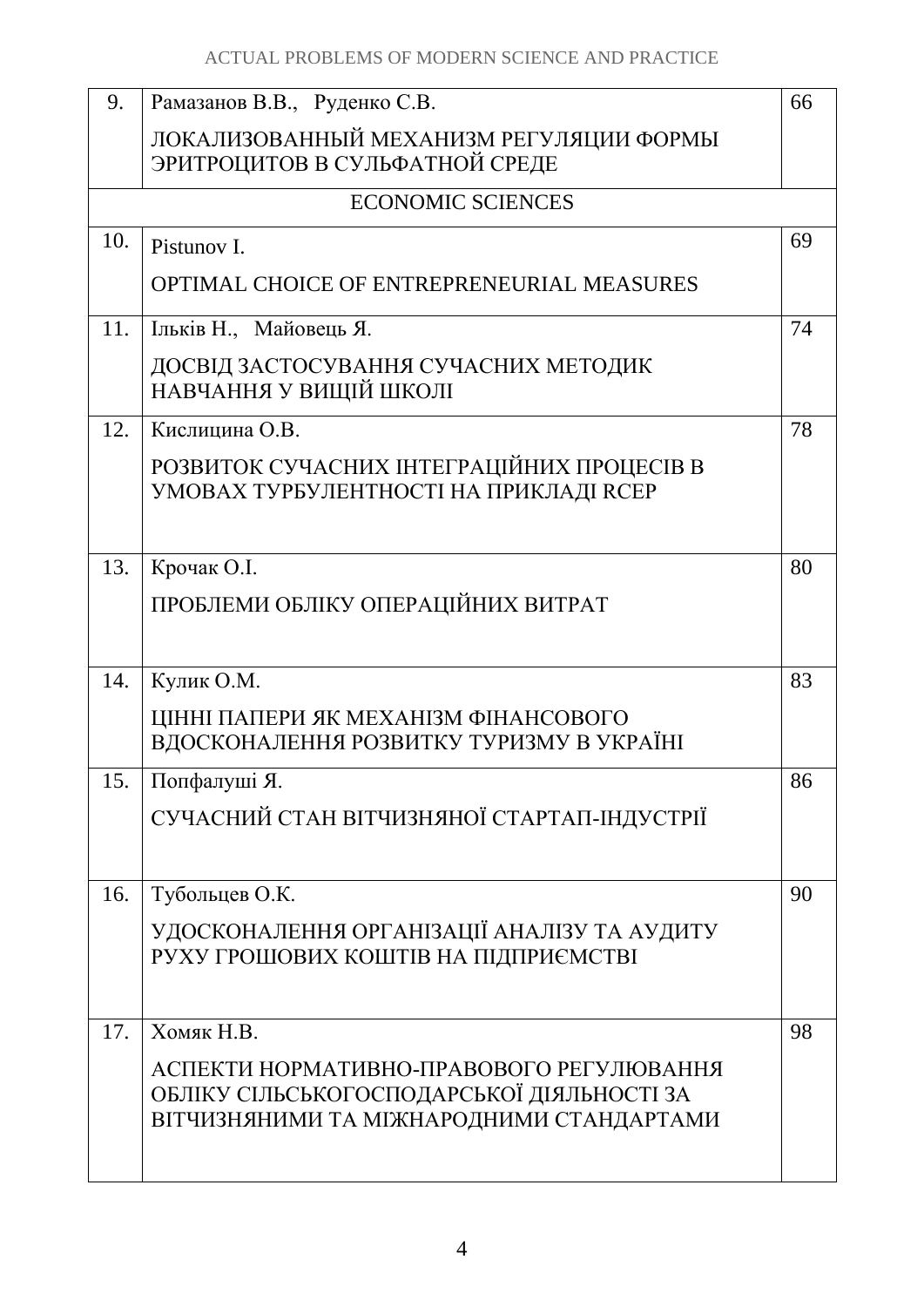| | | |
|---|---|---|
| 9. | Рамазанов В.В., Руденко С.В.<br>ЛОКАЛИЗОВАННЫЙ МЕХАНИЗМ РЕГУЛЯЦИИ ФОРМЫ ЭРИТРОЦИТОВ В СУЛЬФАТНОЙ СРЕДЕ | 66 |
| | ECONOMIC SCIENCES | |
| 10. | Pistunov I.<br>OPTIMAL CHOICE OF ENTREPRENEURIAL MEASURES | 69 |
| 11. | Ільків Н., Майовець Я.<br>ДОСВІД ЗАСТОСУВАННЯ СУЧАСНИХ МЕТОДИК НАВЧАННЯ У ВИЩІЙ ШКОЛІ | 74 |
| 12. | Кислицина О.В.<br>РОЗВИТОК СУЧАСНИХ ІНТЕГРАЦІЙНИХ ПРОЦЕСІВ В УМОВАХ ТУРБУЛЕНТНОСТІ НА ПРИКЛАДІ RCEP | 78 |
| 13. | Крочак О.І.<br>ПРОБЛЕМИ ОБЛІКУ ОПЕРАЦІЙНИХ ВИТРАТ | 80 |
| 14. | Кулик О.М.<br>ЦІННІ ПАПЕРИ ЯК МЕХАНІЗМ ФІНАНСОВОГО ВДОСКОНАЛЕННЯ РОЗВИТКУ ТУРИЗМУ В УКРАЇНІ | 83 |
| 15. | Попфалуші Я.<br>СУЧАСНИЙ СТАН ВІТЧИЗНЯНОЇ СТАРТАП-ІНДУСТРІЇ | 86 |
| 16. | Тубольцев О.К.<br>УДОСКОНАЛЕННЯ ОРГАНІЗАЦІЇ АНАЛІЗУ ТА АУДИТУ РУХУ ГРОШОВИХ КОШТІВ НА ПІДПРИЄМСТВІ | 90 |
| 17. | Хомяк Н.В.<br>АСПЕКТИ НОРМАТИВНО-ПРАВОВОГО РЕГУЛЮВАННЯ ОБЛІКУ СІЛЬСЬКОГОСПОДАРСЬКОЇ ДІЯЛЬНОСТІ ЗА ВІТЧИЗНЯНИМИ ТА МІЖНАРОДНИМИ СТАНДАРТАМИ | 98 |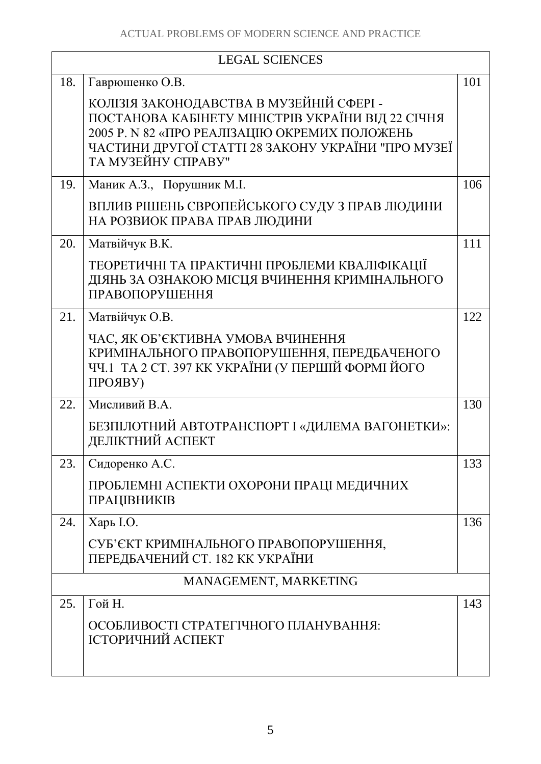| LEGAL SCIENCES | | |
|---|---|---|
| 18. | Гаврюшенко О.В.<br><br>КОЛІЗІЯ ЗАКОНОДАВСТВА В МУЗЕЙНІЙ СФЕРІ - ПОСТАНОВА КАБІНЕТУ МІНІСТРІВ УКРАЇНИ ВІД 22 СІЧНЯ 2005 Р. N 82 «ПРО РЕАЛІЗАЦІЮ ОКРЕМИХ ПОЛОЖЕНЬ ЧАСТИНИ ДРУГОЇ СТАТТІ 28 ЗАКОНУ УКРАЇНИ "ПРО МУЗЕЇ ТА МУЗЕЙНУ СПРАВУ" | 101 |
| 19. | Маник А.З., Порушник М.І.<br><br>ВПЛИВ РІШЕНЬ ЄВРОПЕЙСЬКОГО СУДУ З ПРАВ ЛЮДИНИ НА РОЗВИОК ПРАВА ПРАВ ЛЮДИНИ | 106 |
| 20. | Матвійчук В.К.<br><br>ТЕОРЕТИЧНІ ТА ПРАКТИЧНІ ПРОБЛЕМИ КВАЛІФІКАЦІЇ ДІЯНЬ ЗА ОЗНАКОЮ МІСЦЯ ВЧИНЕННЯ КРИМІНАЛЬНОГО ПРАВОПОРУШЕННЯ | 111 |
| 21. | Матвійчук О.В.<br><br>ЧАС, ЯК ОБ'ЄКТИВНА УМОВА ВЧИНЕННЯ КРИМІНАЛЬНОГО ПРАВОПОРУШЕННЯ, ПЕРЕДБАЧЕНОГО ЧЧ.1 ТА 2 СТ. 397 КК УКРАЇНИ (У ПЕРШІЙ ФОРМІ ЙОГО ПРОЯВУ) | 122 |
| 22. | Мисливий В.А.<br><br>БЕЗПІЛОТНИЙ АВТОТРАНСПОРТ І «ДИЛЕМА ВАГОНЕТКИ»: ДЕЛІКТНИЙ АСПЕКТ | 130 |
| 23. | Сидоренко А.С.<br><br>ПРОБЛЕМНІ АСПЕКТИ ОХОРОНИ ПРАЦІ МЕДИЧНИХ ПРАЦІВНИКІВ | 133 |
| 24. | Харь І.О.<br><br>СУБ'ЄКТ КРИМІНАЛЬНОГО ПРАВОПОРУШЕННЯ, ПЕРЕДБАЧЕНИЙ СТ. 182 КК УКРАЇНИ | 136 |
| MANAGEMENT, MARKETING | | |
| 25. | Гой Н.<br><br>ОСОБЛИВОСТІ СТРАТЕГІЧНОГО ПЛАНУВАННЯ: ІСТОРИЧНИЙ АСПЕКТ | 143 |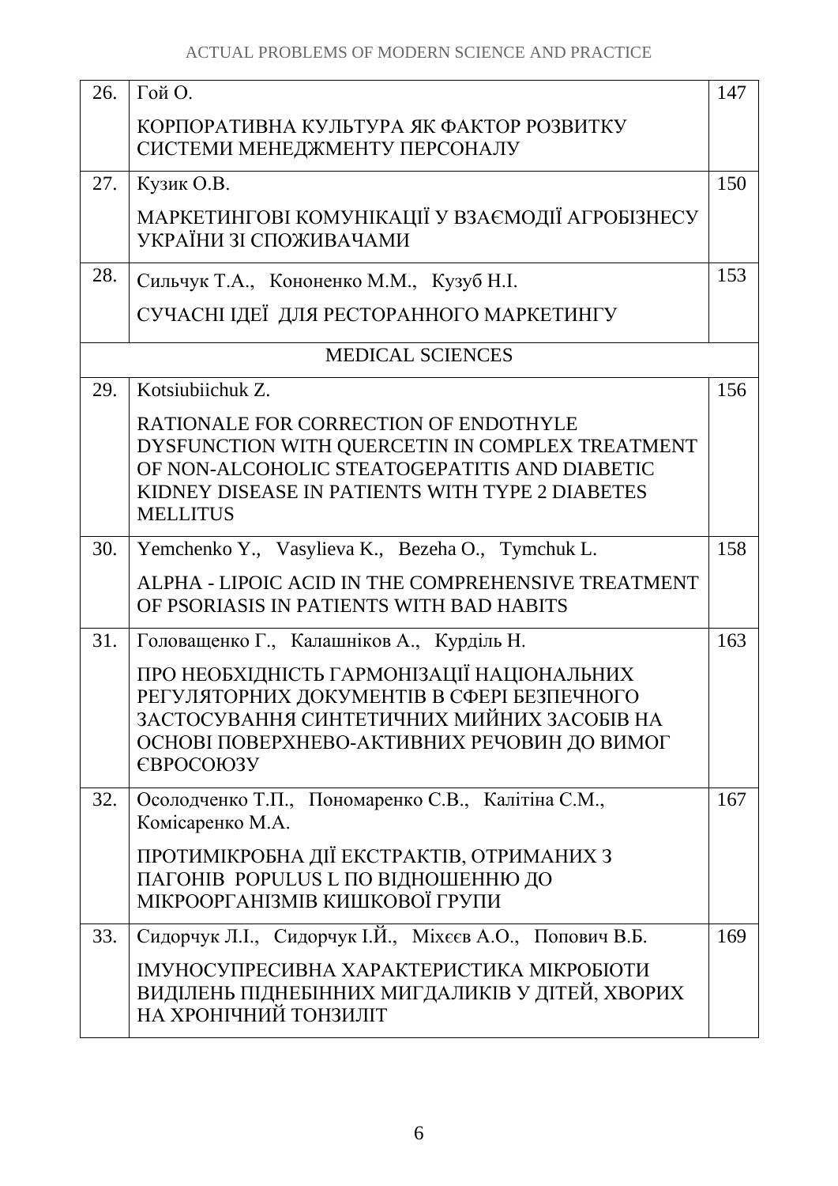| | | |
|---|---|---|
| 26. | Гой О.<br><br>КОРПОРАТИВНА КУЛЬТУРА ЯК ФАКТОР РОЗВИТКУ СИСТЕМИ МЕНЕДЖМЕНТУ ПЕРСОНАЛУ | 147 |
| 27. | Кузик О.В.<br><br>МАРКЕТИНГОВІ КОМУНІКАЦІЇ У ВЗАЄМОДІЇ АГРОБІЗНЕСУ УКРАЇНИ ЗІ СПОЖИВАЧАМИ | 150 |
| 28. | Сильчук Т.А., Кононенко М.М., Кузуб Н.І.<br><br>СУЧАСНІ ІДЕЇ ДЛЯ РЕСТОРАННОГО МАРКЕТИНГУ | 153 |
| | MEDICAL SCIENCES | |
| 29. | Kotsiubiichuk Z.<br><br>RATIONALE FOR CORRECTION OF ENDOTHYLE DYSFUNCTION WITH QUERCETIN IN COMPLEX TREATMENT OF NON-ALCOHOLIC STEATOGEPATITIS AND DIABETIC KIDNEY DISEASE IN PATIENTS WITH TYPE 2 DIABETES MELLITUS | 156 |
| 30. | Yemchenko Y., Vasylieva K., Bezeha O., Tymchuk L.<br><br>ALPHA - LIPOIC ACID IN THE COMPREHENSIVE TREATMENT OF PSORIASIS IN PATIENTS WITH BAD HABITS | 158 |
| 31. | Головащенко Г., Калашніков А., Курділь Н.<br><br>ПРО НЕОБХІДНІСТЬ ГАРМОНІЗАЦІЇ НАЦІОНАЛЬНИХ РЕГУЛЯТОРНИХ ДОКУМЕНТІВ В СФЕРІ БЕЗПЕЧНОГО ЗАСТОСУВАННЯ СИНТЕТИЧНИХ МИЙНИХ ЗАСОБІВ НА ОСНОВІ ПОВЕРХНЕВО-АКТИВНИХ РЕЧОВИН ДО ВИМОГ ЄВРОСОЮЗУ | 163 |
| 32. | Осолодченко Т.П., Пономаренко С.В., Калітіна С.М., Комісаренко М.А.<br><br>ПРОТИМІКРОБНА ДІЇ ЕКСТРАКТІВ, ОТРИМАНИХ З ПАГОНІВ POPULUS L ПО ВІДНОШЕННЮ ДО МІКРООРГАНІЗМІВ КИШКОВОЇ ГРУПИ | 167 |
| 33. | Сидорчук Л.І., Сидорчук І.Й., Міхєєв А.О., Попович В.Б.<br><br>ІМУНОСУПРЕСИВНА ХАРАКТЕРИСТИКА МІКРОБІОТИ ВИДІЛЕНЬ ПІДНЕБІННИХ МИГДАЛИКІВ У ДІТЕЙ, ХВОРИХ НА ХРОНІЧНИЙ ТОНЗИЛІТ | 169 |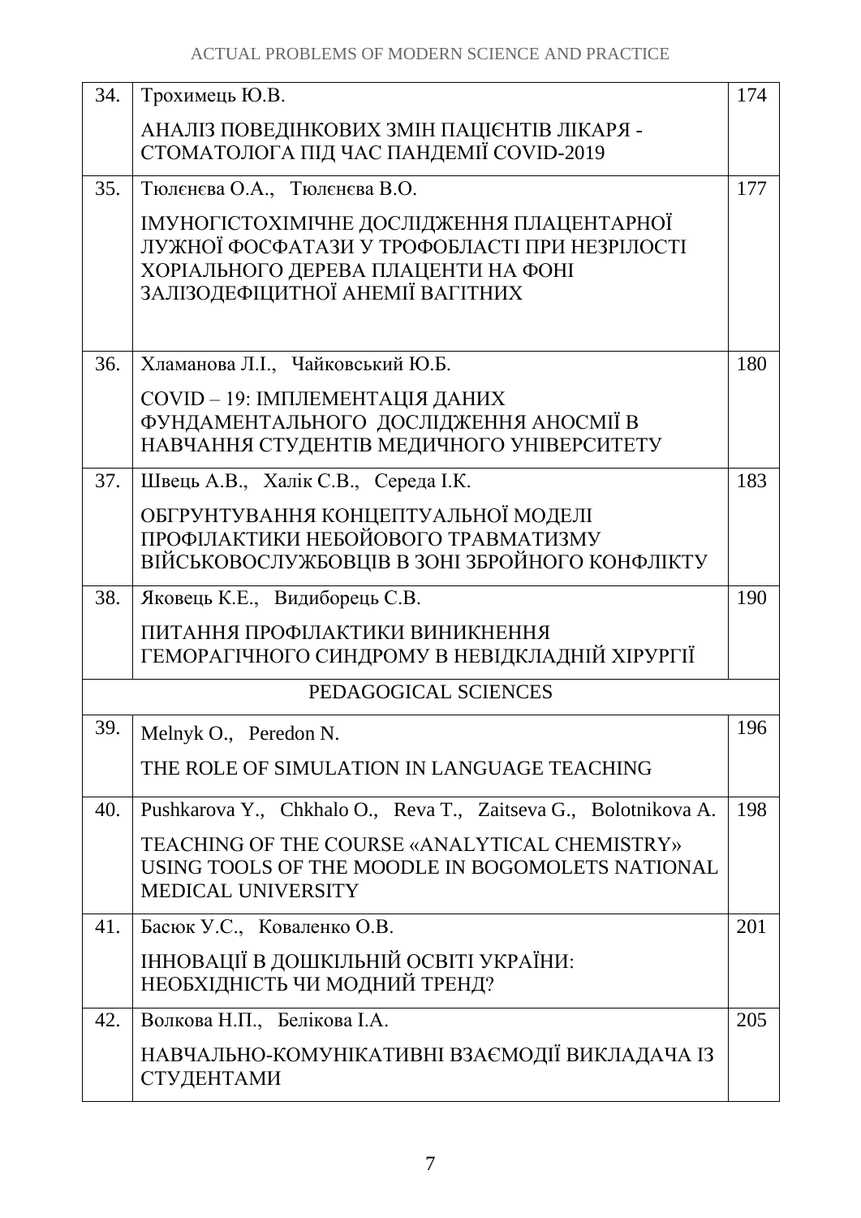| | | |
|---|---|---|
| 34. | Трохимець Ю.В.<br><br>АНАЛІЗ ПОВЕДІНКОВИХ ЗМІН ПАЦІЄНТІВ ЛІКАРЯ - СТОМАТОЛОГА ПІД ЧАС ПАНДЕМІЇ COVID-2019 | 174 |
| 35. | Тюлєнєва О.А., Тюлєнєва В.О.<br><br>ІМУНОГІСТОХІМІЧНЕ ДОСЛІДЖЕННЯ ПЛАЦЕНТАРНОЇ ЛУЖНОЇ ФОСФАТАЗИ У ТРОФОБЛАСТІ ПРИ НЕЗРІЛОСТІ ХОРІАЛЬНОГО ДЕРЕВА ПЛАЦЕНТИ НА ФОНІ ЗАЛІЗОДЕФІЦИТНОЇ АНЕМІЇ ВАГІТНИХ | 177 |
| 36. | Хламанова Л.І., Чайковський Ю.Б.<br><br>COVID – 19: ІМПЛЕМЕНТАЦІЯ ДАНИХ ФУНДАМЕНТАЛЬНОГО ДОСЛІДЖЕННЯ АНОСМІЇ В НАВЧАННЯ СТУДЕНТІВ МЕДИЧНОГО УНІВЕРСИТЕТУ | 180 |
| 37. | Швець А.В., Халік С.В., Середа І.К.<br><br>ОБГРУНТУВАННЯ КОНЦЕПТУАЛЬНОЇ МОДЕЛІ ПРОФІЛАКТИКИ НЕБОЙОВОГО ТРАВМАТИЗМУ ВІЙСЬКОВОСЛУЖБОВЦІВ В ЗОНІ ЗБРОЙНОГО КОНФЛІКТУ | 183 |
| 38. | Яковець К.Е., Видиборець С.В.<br><br>ПИТАННЯ ПРОФІЛАКТИКИ ВИНИКНЕННЯ ГЕМОРАГІЧНОГО СИНДРОМУ В НЕВІДКЛАДНІЙ ХІРУРГІЇ | 190 |
| | PEDAGOGICAL SCIENCES | |
| 39. | Melnyk O., Peredon N.<br><br>THE ROLE OF SIMULATION IN LANGUAGE TEACHING | 196 |
| 40. | Pushkarova Y., Chkhalo O., Reva T., Zaitseva G., Bolotnikova A.<br><br>TEACHING OF THE COURSE «ANALYTICAL CHEMISTRY» USING TOOLS OF THE MOODLE IN BOGOMOLETS NATIONAL MEDICAL UNIVERSITY | 198 |
| 41. | Басюк У.С., Коваленко О.В.<br><br>ІННОВАЦІЇ В ДОШКІЛЬНІЙ ОСВІТІ УКРАЇНИ: НЕОБХІДНІСТЬ ЧИ МОДНИЙ ТРЕНД? | 201 |
| 42. | Волкова Н.П., Белікова І.А.<br><br>НАВЧАЛЬНО-КОМУНІКАТИВНІ ВЗАЄМОДІЇ ВИКЛАДАЧА ІЗ СТУДЕНТАМИ | 205 |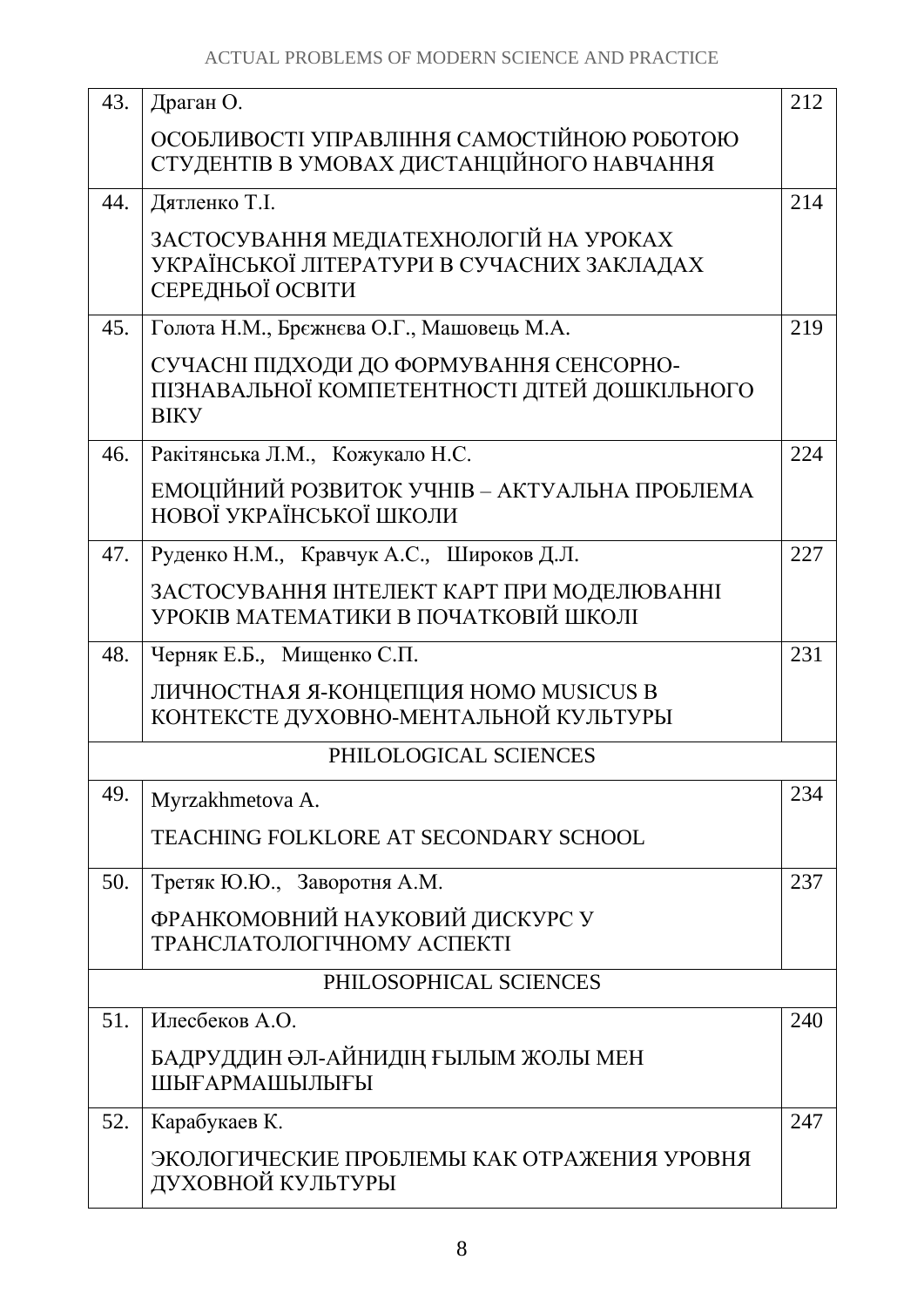| | | |
|---|---|---|
| 43. | Драган О.<br><br>ОСОБЛИВОСТІ УПРАВЛІННЯ САМОСТІЙНОЮ РОБОТОЮ СТУДЕНТІВ В УМОВАХ ДИСТАНЦІЙНОГО НАВЧАННЯ | 212 |
| 44. | Дятленко Т.І.<br><br>ЗАСТОСУВАННЯ МЕДІАТЕХНОЛОГІЙ НА УРОКАХ УКРАЇНСЬКОЇ ЛІТЕРАТУРИ В СУЧАСНИХ ЗАКЛАДАХ СЕРЕДНЬОЇ ОСВІТИ | 214 |
| 45. | Голота Н.М., Брєжнєва О.Г., Машовець М.А.<br><br>СУЧАСНІ ПІДХОДИ ДО ФОРМУВАННЯ СЕНСОРНО-ПІЗНАВАЛЬНОЇ КОМПЕТЕНТНОСТІ ДІТЕЙ ДОШКІЛЬНОГО ВІКУ | 219 |
| 46. | Ракітянська Л.М., Кожукало Н.С.<br><br>ЕМОЦІЙНИЙ РОЗВИТОК УЧНІВ – АКТУАЛЬНА ПРОБЛЕМА НОВОЇ УКРАЇНСЬКОЇ ШКОЛИ | 224 |
| 47. | Руденко Н.М., Кравчук А.С., Широков Д.Л.<br><br>ЗАСТОСУВАННЯ ІНТЕЛЕКТ КАРТ ПРИ МОДЕЛЮВАННІ УРОКІВ МАТЕМАТИКИ В ПОЧАТКОВІЙ ШКОЛІ | 227 |
| 48. | Черняк Е.Б., Мищенко С.П.<br><br>ЛИЧНОСТНАЯ Я-КОНЦЕПЦИЯ HOMO MUSICUS В КОНТЕКСТЕ ДУХОВНО-МЕНТАЛЬНОЙ КУЛЬТУРЫ | 231 |
| | PHILOLOGICAL SCIENCES | |
| 49. | Myrzakhmetova A.<br><br>TEACHING FOLKLORE AT SECONDARY SCHOOL | 234 |
| 50. | Третяк Ю.Ю., Заворотня А.М.<br><br>ФРАНКОМОВНИЙ НАУКОВИЙ ДИСКУРС У ТРАНСЛАТОЛОГІЧНОМУ АСПЕКТІ | 237 |
| | PHILOSOPHICAL SCIENCES | |
| 51. | Илесбеков А.О.<br><br>БАДРУДДИН ӘЛ-АЙНИДІҢ ҒЫЛЫМ ЖОЛЫ МЕН ШЫҒАРМАШЫЛЫҒЫ | 240 |
| 52. | Карабукаев К.<br><br>ЭКОЛОГИЧЕСКИЕ ПРОБЛЕМЫ КАК ОТРАЖЕНИЯ УРОВНЯ ДУХОВНОЙ КУЛЬТУРЫ | 247 |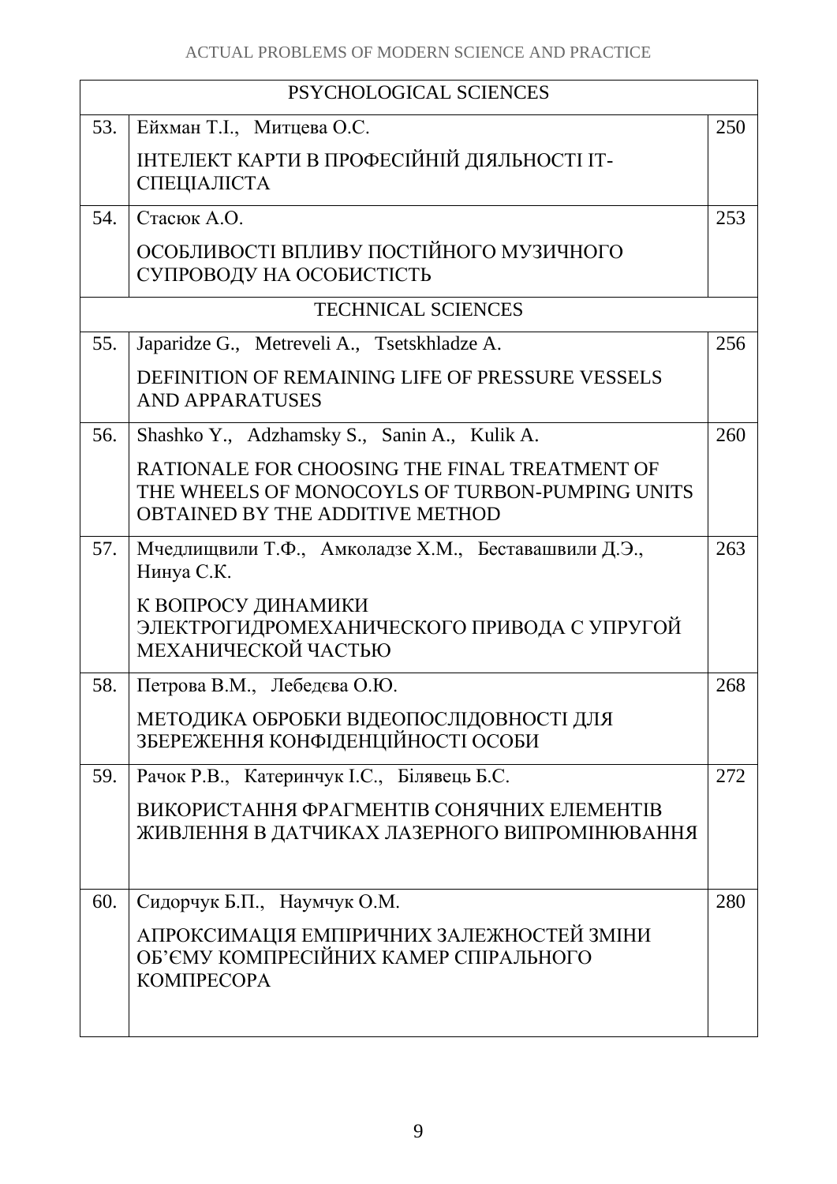| | | |
|---|---|---|
| PSYCHOLOGICAL SCIENCES | | |
| 53. | Ейхман Т.І., Митцева О.С.<br><br>ІНТЕЛЕКТ КАРТИ В ПРОФЕСІЙНІЙ ДІЯЛЬНОСТІ ІТ-СПЕЦІАЛІСТА | 250 |
| 54. | Стасюк А.О.<br><br>ОСОБЛИВОСТІ ВПЛИВУ ПОСТІЙНОГО МУЗИЧНОГО СУПРОВОДУ НА ОСОБИСТІСТЬ | 253 |
| TECHNICAL SCIENCES | | |
| 55. | Japaridze G., Metreveli A., Tsetskhladze A.<br><br>DEFINITION OF REMAINING LIFE OF PRESSURE VESSELS AND APPARATUSES | 256 |
| 56. | Shashko Y., Adzhamsky S., Sanin A., Kulik A.<br><br>RATIONALE FOR CHOOSING THE FINAL TREATMENT OF THE WHEELS OF MONOCOYLS OF TURBON-PUMPING UNITS OBTAINED BY THE ADDITIVE METHOD | 260 |
| 57. | Мчедлищвили Т.Ф., Амколадзе Х.М., Бесташвили Д.Э., Нинуа С.К.<br><br>К ВОПРОСУ ДИНАМИКИ ЭЛЕКТРОГИДРОМЕХАНИЧЕСКОГО ПРИВОДА С УПРУГОЙ МЕХАНИЧЕСКОЙ ЧАСТЬЮ | 263 |
| 58. | Петрова В.М., Лебедєва О.Ю.<br><br>МЕТОДИКА ОБРОБКИ ВІДЕОПОСЛІДОВНОСТІ ДЛЯ ЗБЕРЕЖЕННЯ КОНФІДЕНЦІЙНОСТІ ОСОБИ | 268 |
| 59. | Рачок Р.В., Катеринчук І.С., Білявець Б.С.<br><br>ВИКОРИСТАННЯ ФРАГМЕНТІВ СОНЯЧНИХ ЕЛЕМЕНТІВ ЖИВЛЕННЯ В ДАТЧИКАХ ЛАЗЕРНОГО ВИПРОМІНЮВАННЯ | 272 |
| 60. | Сидорчук Б.П., Наумчук О.М.<br><br>АПРОКСИМАЦІЯ ЕМПІРИЧНИХ ЗАЛЕЖНОСТЕЙ ЗМІНИ ОБ'ЄМУ КОМПРЕСІЙНИХ КАМЕР СПІРАЛЬНОГО КОМПРЕСОРА | 280 |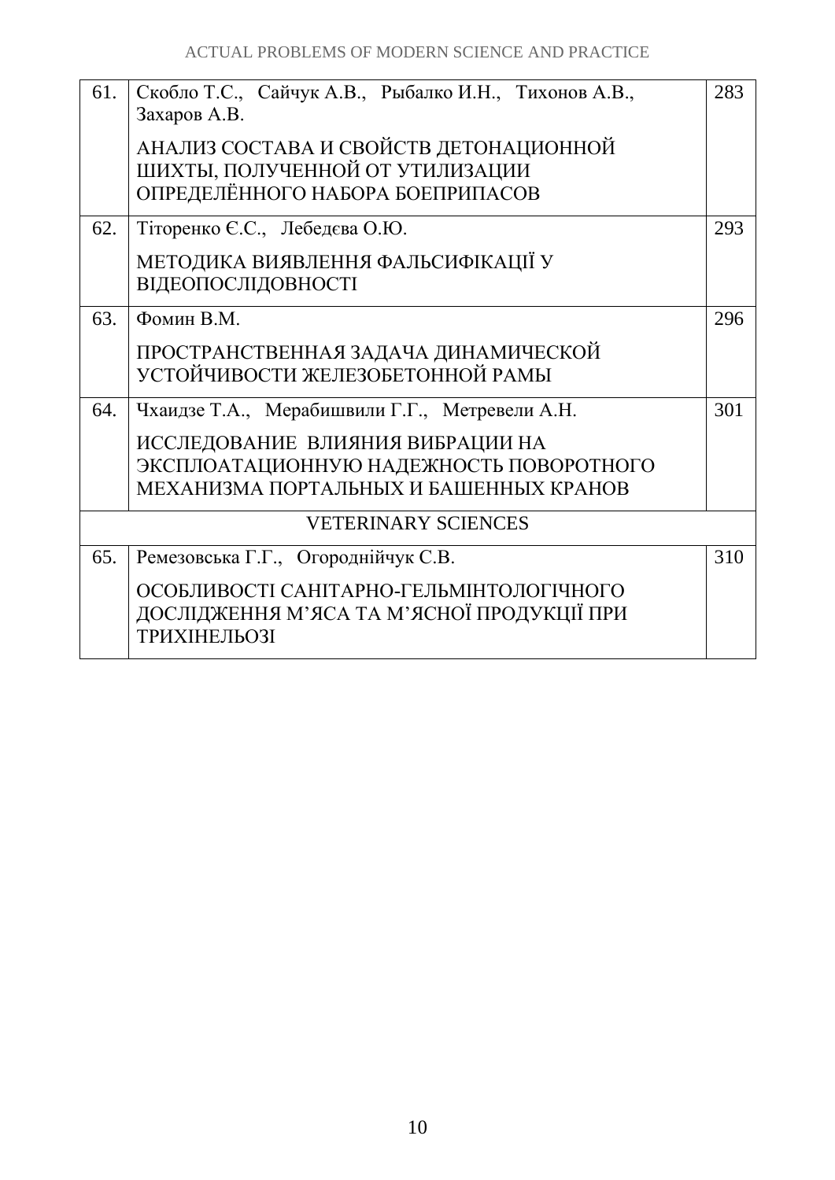| | | |
|---|---|---|
| 61. | Скобло Т.С., Сайчук А.В., Рыбалко И.Н., Тихонов А.В., Захаров А.В.<br><br>АНАЛИЗ СОСТАВА И СВОЙСТВ ДЕТОНАЦИОННОЙ ШИХТЫ, ПОЛУЧЕННОЙ ОТ УТИЛИЗАЦИИ ОПРЕДЕЛЁННОГО НАБОРА БОЕПРИПАСОВ | 283 |
| 62. | Тіторенко Є.С., Лебедєва О.Ю.<br><br>МЕТОДИКА ВИЯВЛЕННЯ ФАЛЬСИФІКАЦІЇ У ВІДЕОПОСЛІДОВНОСТІ | 293 |
| 63. | Фомин В.М.<br><br>ПРОСТРАНСТВЕННАЯ ЗАДАЧА ДИНАМИЧЕСКОЙ УСТОЙЧИВОСТИ ЖЕЛЕЗОБЕТОННОЙ РАМЫ | 296 |
| 64. | Чхаидзе Т.А., Мерабишвили Г.Г., Метревели А.Н.<br><br>ИССЛЕДОВАНИЕ ВЛИЯНИЯ ВИБРАЦИИ НА ЭКСПЛОАТАЦИОННУЮ НАДЕЖНОСТЬ ПОВОРОТНОГО МЕХАНИЗМА ПОРТАЛЬНЫХ И БАШЕННЫХ КРАНОВ | 301 |
| | VETERINARY SCIENCES | |
| 65. | Ремезовська Г.Г., Огороднійчук С.В.<br><br>ОСОБЛИВОСТІ САНІТАРНО-ГЕЛЬМІНТОЛОГІЧНОГО ДОСЛІДЖЕННЯ М'ЯСА ТА М'ЯСНОЇ ПРОДУКЦІЇ ПРИ ТРИХІНЕЛЬОЗІ | 310 |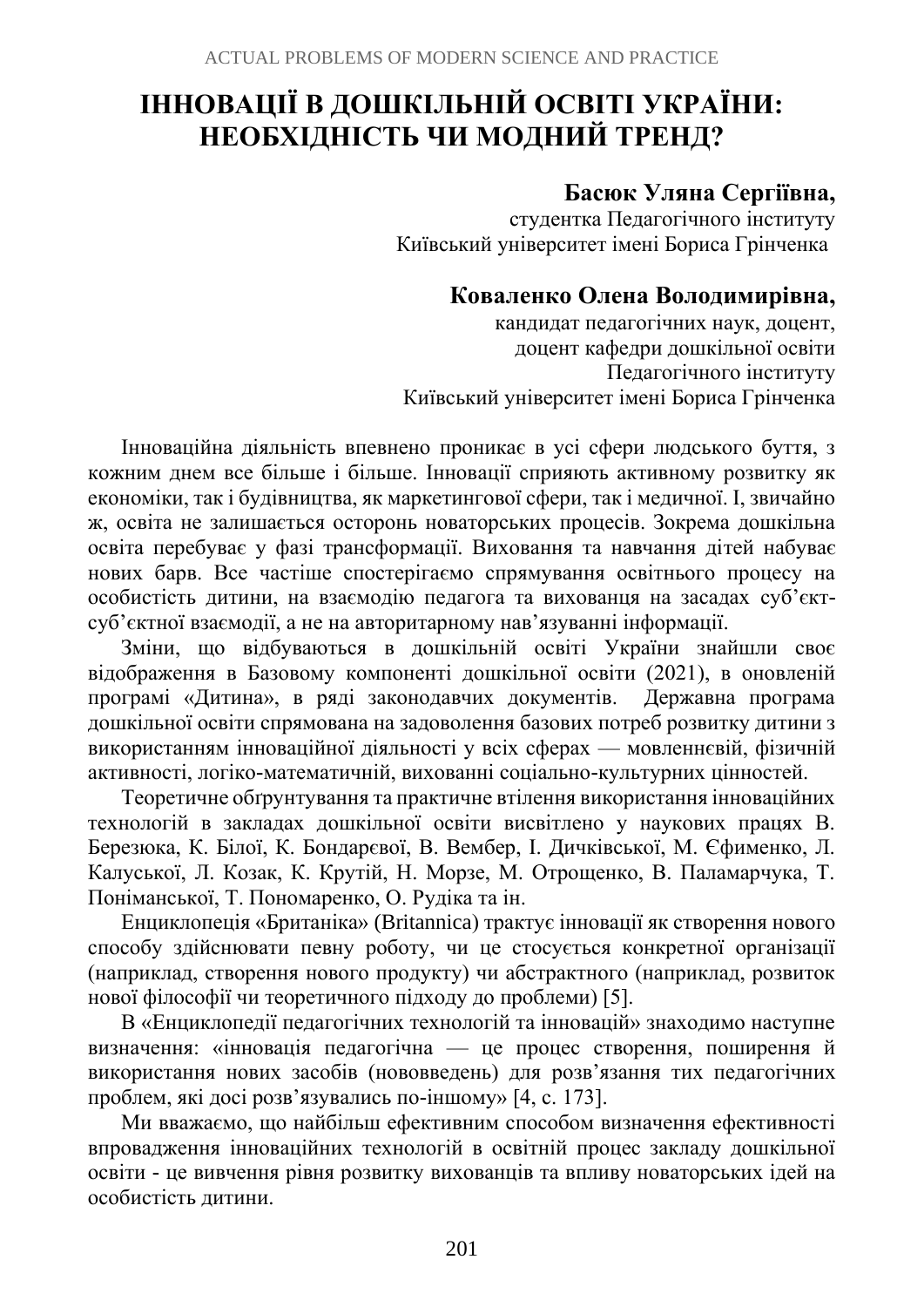# ІННОВАЦІЇ В ДОШКІЛЬНІЙ ОСВІТІ УКРАЇНИ: НЕОБХІДНІСТЬ ЧИ МОДНИЙ ТРЕНД?

**Басюк Уляна Сергіївна,**
студентка Педагогічного інституту
Київський університет імені Бориса Грінченка

**Коваленко Олена Володимирівна,**
кандидат педагогічних наук, доцент,
доцент кафедри дошкільної освіти
Педагогічного інституту
Київський університет імені Бориса Грінченка

Інноваційна діяльність впевнено проникає в усі сфери людського буття, з кожним днем все більше і більше. Інновації сприяють активному розвитку як економіки, так і будівництва, як маркетингової сфери, так і медичної. І, звичайно ж, освіта не залишається осторонь новаторських процесів. Зокрема дошкільна освіта перебуває у фазі трансформації. Виховання та навчання дітей набуває нових барв. Все частіше спостерігаємо спрямування освітнього процесу на особистість дитини, на взаємодію педагога та вихованця на засадах суб'єкт-суб'єктної взаємодії, а не на авторитарному нав'язуванні інформації.

Зміни, що відбуваються в дошкільній освіті України знайшли своє відображення в Базовому компоненті дошкільної освіти (2021), в оновленій програмі «Дитина», в ряді законодавчих документів. Державна програма дошкільної освіти спрямована на задоволення базових потреб розвитку дитини з використанням інноваційної діяльності у всіх сферах — мовленнєвій, фізичній активності, логіко-математичній, вихованні соціально-культурних цінностей.

Теоретичне обґрунтування та практичне втілення використання інноваційних технологій в закладах дошкільної освіти висвітлено у наукових працях В. Березюка, К. Білої, К. Бондарєвої, В. Вембер, І. Дичківської, М. Єфименко, Л. Калуської, Л. Козак, К. Крутій, Н. Морзе, М. Отрощенко, В. Паламарчука, Т. Поніманської, Т. Пономаренко, О. Рудіка та ін.

Енциклопеція «Британіка» (Britannica) трактує інновації як створення нового способу здійснювати певну роботу, чи це стосується конкретної організації (наприклад, створення нового продукту) чи абстрактного (наприклад, розвиток нової філософії чи теоретичного підходу до проблеми) [5].

В «Енциклопедії педагогічних технологій та інновацій» знаходимо наступне визначення: «інновація педагогічна — це процес створення, поширення й використання нових засобів (нововведень) для розв'язання тих педагогічних проблем, які досі розв'язувались по-іншому» [4, с. 173].

Ми вважаємо, що найбільш ефективним способом визначення ефективності впровадження інноваційних технологій в освітній процес закладу дошкільної освіти - це вивчення рівня розвитку вихованців та впливу новаторських ідей на особистість дитини.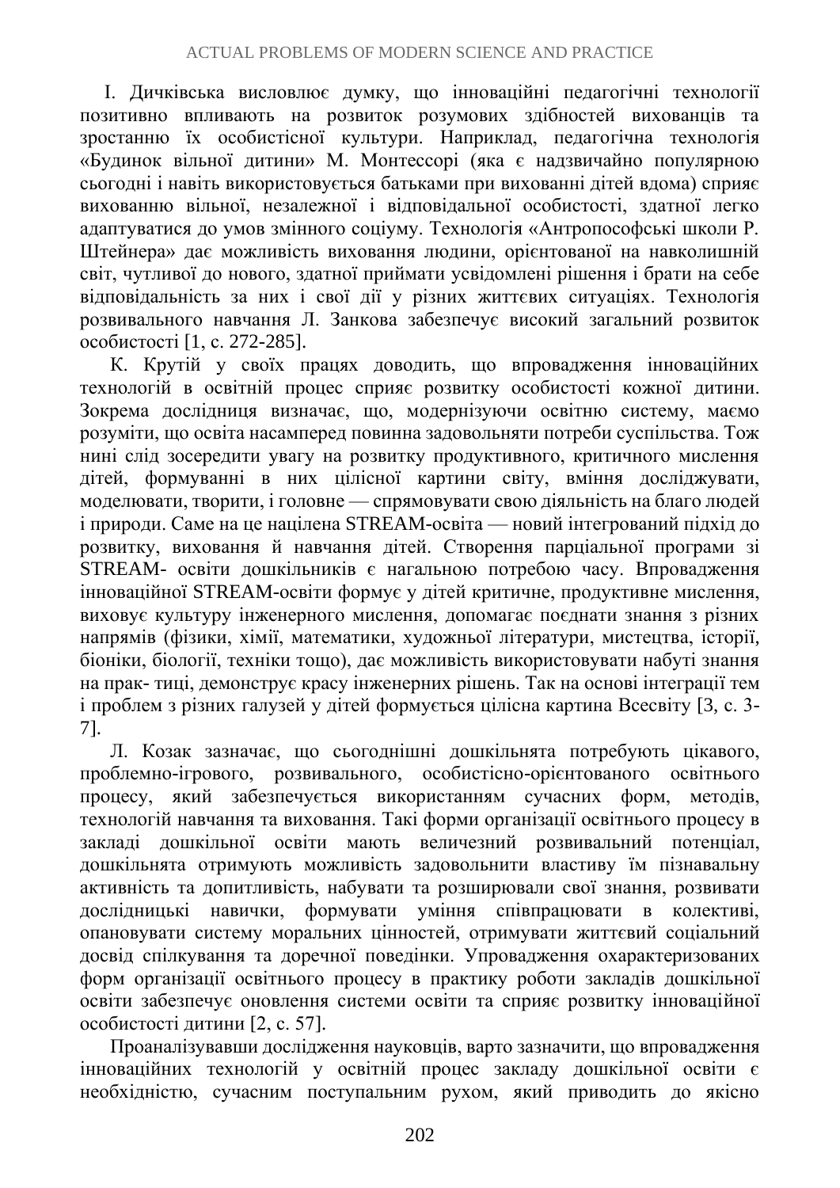І. Дичківська висловлює думку, що інноваційні педагогічні технології позитивно впливають на розвиток розумових здібностей вихованців та зростанню їх особистісної культури. Наприклад, педагогічна технологія «Будинок вільної дитини» М. Монтессорі (яка є надзвичайно популярною сьогодні і навіть використовується батьками при вихованні дітей вдома) сприяє вихованню вільної, незалежної і відповідальної особистості, здатної легко адаптуватися до умов змінного соціуму. Технологія «Антропософські школи Р. Штейнера» дає можливість виховання людини, орієнтованої на навколишній світ, чутливої до нового, здатної приймати усвідомлені рішення і брати на себе відповідальність за них і свої дії у різних життєвих ситуаціях. Технологія розвивального навчання Л. Занкова забезпечує високий загальний розвиток особистості [1, с. 272-285].

К. Крутій у своїх працях доводить, що впровадження інноваційних технологій в освітній процес сприяє розвитку особистості кожної дитини. Зокрема дослідниця визначає, що, модернізуючи освітню систему, маємо розуміти, що освіта насамперед повинна задовольняти потреби суспільства. Тож нині слід зосередити увагу на розвитку продуктивного, критичного мислення дітей, формуванні в них цілісної картини світу, вміння досліджувати, моделювати, творити, і головне — спрямовувати свою діяльність на благо людей і природи. Саме на це націлена STREAM-освіта — новий інтегрований підхід до розвитку, виховання й навчання дітей. Створення парціальної програми зі STREAM- освіти дошкільників є нагальною потребою часу. Впровадження інноваційної STREAM-освіти формує у дітей критичне, продуктивне мислення, виховує культуру інженерного мислення, допомагає поєднати знання з різних напрямів (фізики, хімії, математики, художньої літератури, мистецтва, історії, біоніки, біології, техніки тощо), дає можливість використовувати набуті знання на прак- тиці, демонструє красу інженерних рішень. Так на основі інтеграції тем і проблем з різних галузей у дітей формується цілісна картина Всесвіту [3, с. 3-7].

Л. Козак зазначає, що сьогоднішні дошкільнята потребують цікавого, проблемно-ігрового, розвивального, особистісно-орієнтованого освітнього процесу, який забезпечується використанням сучасних форм, методів, технологій навчання та виховання. Такі форми організації освітнього процесу в закладі дошкільної освіти мають величезний розвивальний потенціал, дошкільнята отримують можливість задовольнити властиву їм пізнавальну активність та допитливість, набувати та розширювали свої знання, розвивати дослідницькі навички, формувати уміння співпрацювати в колективі, опановувати систему моральних цінностей, отримувати життєвий соціальний досвід спілкування та доречної поведінки. Упровадження охарактеризованих форм організації освітнього процесу в практику роботи закладів дошкільної освіти забезпечує оновлення системи освіти та сприяє розвитку інноваційної особистості дитини [2, с. 57].

Проаналізувавши дослідження науковців, варто зазначити, що впровадження інноваційних технологій у освітній процес закладу дошкільної освіти є необхідністю, сучасним поступальним рухом, який приводить до якісно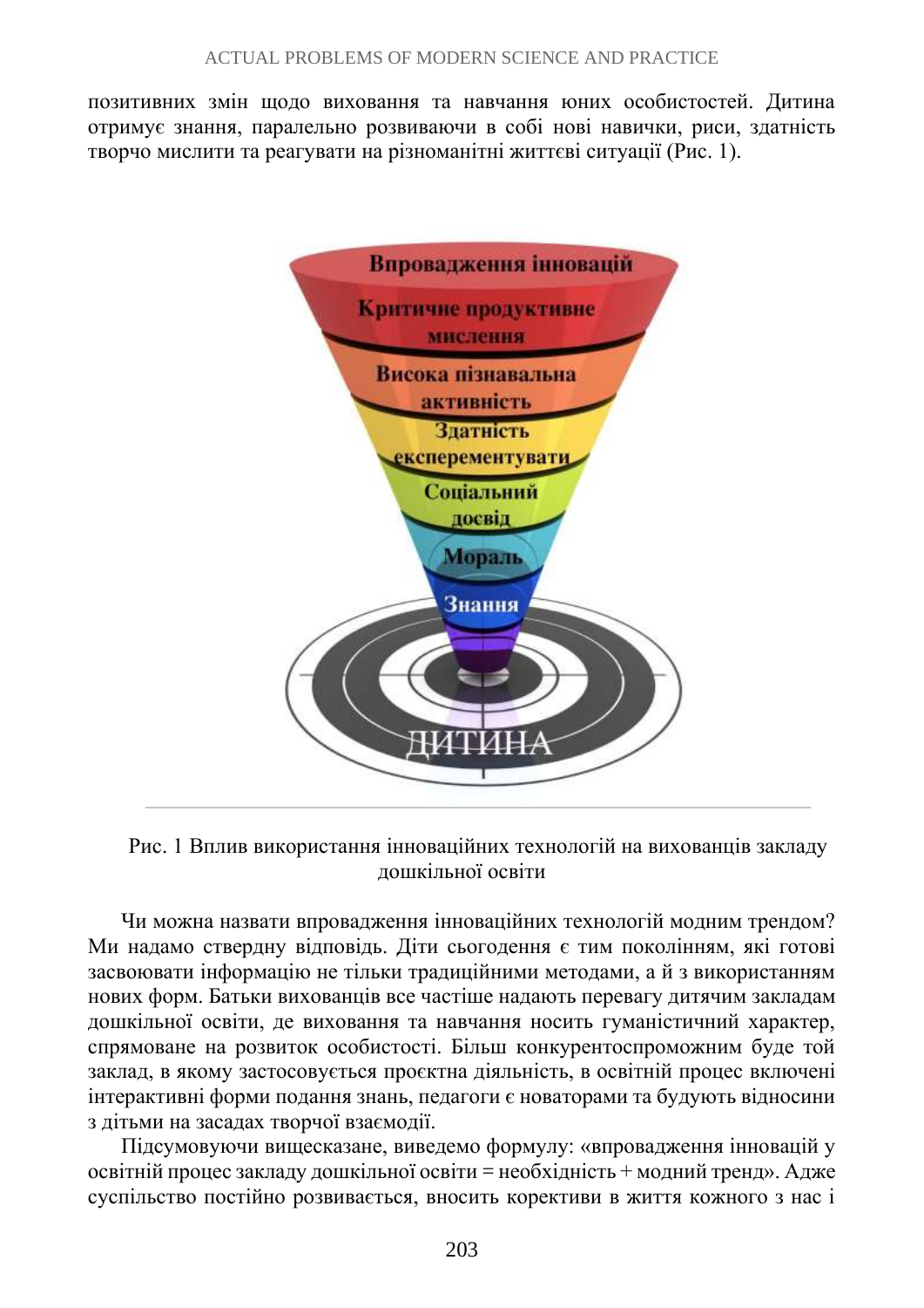позитивних змін щодо виховання та навчання юних особистостей. Дитина отримує знання, паралельно розвиваючи в собі нові навички, риси, здатність творчо мислити та реагувати на різноманітні життєві ситуації (Рис. 1).

Рис. 1 Вплив використання інноваційних технологій на вихованців закладу дошкільної освіти

Чи можна назвати впровадження інноваційних технологій модним трендом? Ми надамо ствердну відповідь. Діти сьогодення є тим поколінням, які готові засвоювати інформацію не тільки традиційними методами, а й з використанням нових форм. Батьки вихованців все частіше надають перевагу дитячим закладам дошкільної освіти, де виховання та навчання носить гуманістичний характер, спрямоване на розвиток особистості. Більш конкурентоспроможним буде той заклад, в якому застосовується проєктна діяльність, в освітній процес включені інтерактивні форми подання знань, педагоги є новаторами та будують відносини з дітьми на засадах творчої взаємодії.

Підсумовуючи вищесказане, виведемо формулу: «впровадження інновацій у освітній процес закладу дошкільної освіти = необхідність + модний тренд». Адже суспільство постійно розвивається, вносить корективи в життя кожного з нас і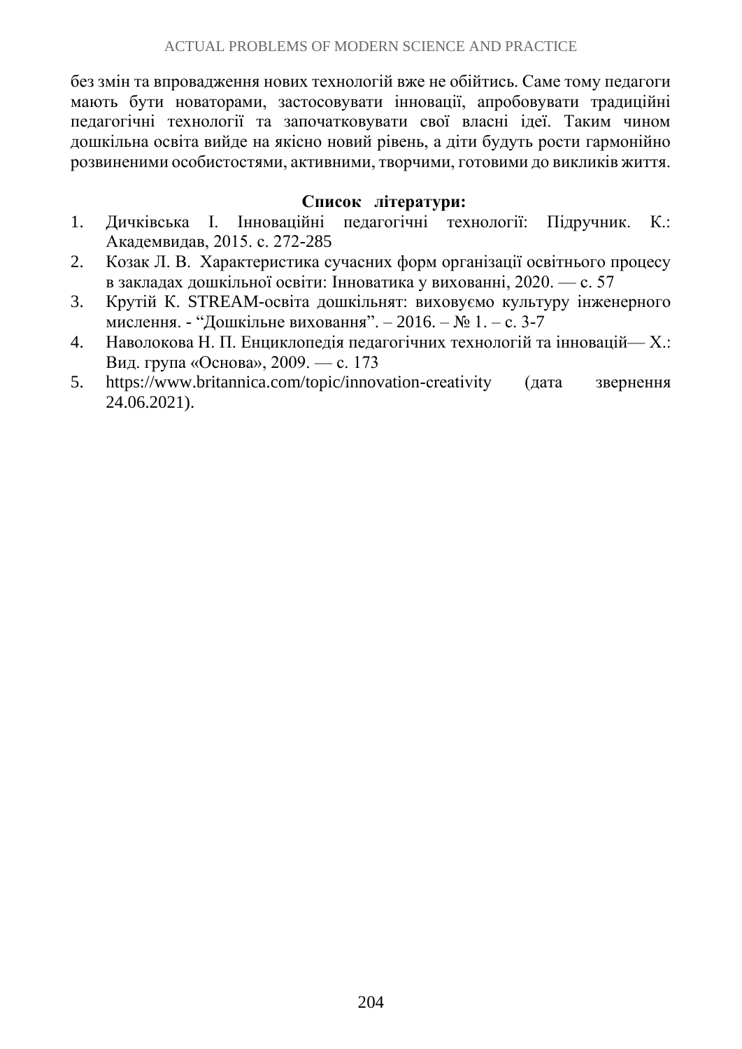без змін та впровадження нових технологій вже не обійтись. Саме тому педагоги мають бути новаторами, застосовувати інновації, апробовувати традиційні педагогічні технології та започатковувати свої власні ідеї. Таким чином дошкільна освіта вийде на якісно новий рівень, а діти будуть рости гармонійно розвиненими особистостями, активними, творчими, готовими до викликів життя.

**Список літератури:**

1. Дичківська І. Інноваційні педагогічні технології: Підручник. К.: Академвидав, 2015. с. 272-285
2. Козак Л. В. Характеристика сучасних форм організації освітнього процесу в закладах дошкільної освіти: Інноватика у вихованні, 2020. — с. 57
3. Крутій К. STREAM-освіта дошкільнят: виховуємо культуру інженерного мислення. - "Дошкільне виховання". – 2016. – № 1. – с. 3-7
4. Наволокова Н. П. Енциклопедія педагогічних технологій та інновацій— Х.: Вид. група «Основа», 2009. — с. 173
5. https://www.britannica.com/topic/innovation-creativity (дата звернення 24.06.2021).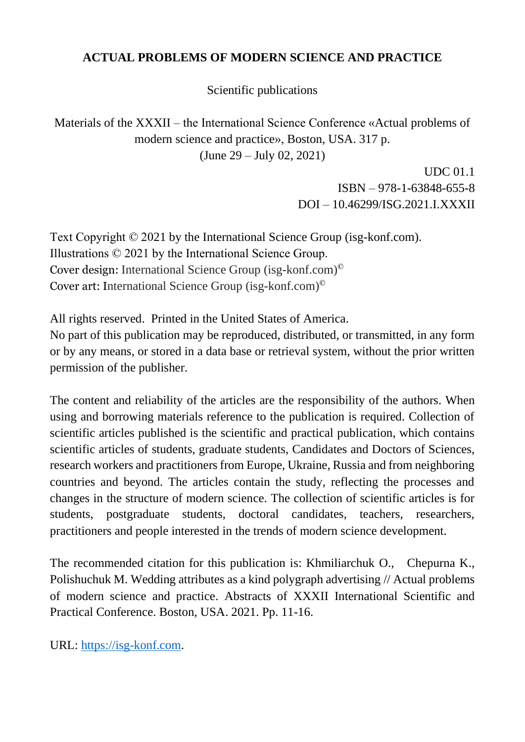**ACTUAL PROBLEMS OF MODERN SCIENCE AND PRACTICE**

Scientific publications

Materials of the XXXII – the International Science Conference «Actual problems of modern science and practice», Boston, USA. 317 p.
(June 29 – July 02, 2021)

UDC 01.1
ISBN – 978-1-63848-655-8
DOI – 10.46299/ISG.2021.I.XXXII

Text Copyright © 2021 by the International Science Group (isg-konf.com).
Illustrations © 2021 by the International Science Group.
Cover design: International Science Group (isg-konf.com)©
Cover art: International Science Group (isg-konf.com)©

All rights reserved. Printed in the United States of America.
No part of this publication may be reproduced, distributed, or transmitted, in any form or by any means, or stored in a data base or retrieval system, without the prior written permission of the publisher.

The content and reliability of the articles are the responsibility of the authors. When using and borrowing materials reference to the publication is required. Collection of scientific articles published is the scientific and practical publication, which contains scientific articles of students, graduate students, Candidates and Doctors of Sciences, research workers and practitioners from Europe, Ukraine, Russia and from neighboring countries and beyond. The articles contain the study, reflecting the processes and changes in the structure of modern science. The collection of scientific articles is for students, postgraduate students, doctoral candidates, teachers, researchers, practitioners and people interested in the trends of modern science development.

The recommended citation for this publication is: Khmiliarchuk O., Chepurna K., Polishuchuk M. Wedding attributes as a kind polygraph advertising // Actual problems of modern science and practice. Abstracts of XXXII International Scientific and Practical Conference. Boston, USA. 2021. Pp. 11-16.

URL: https://isg-konf.com.